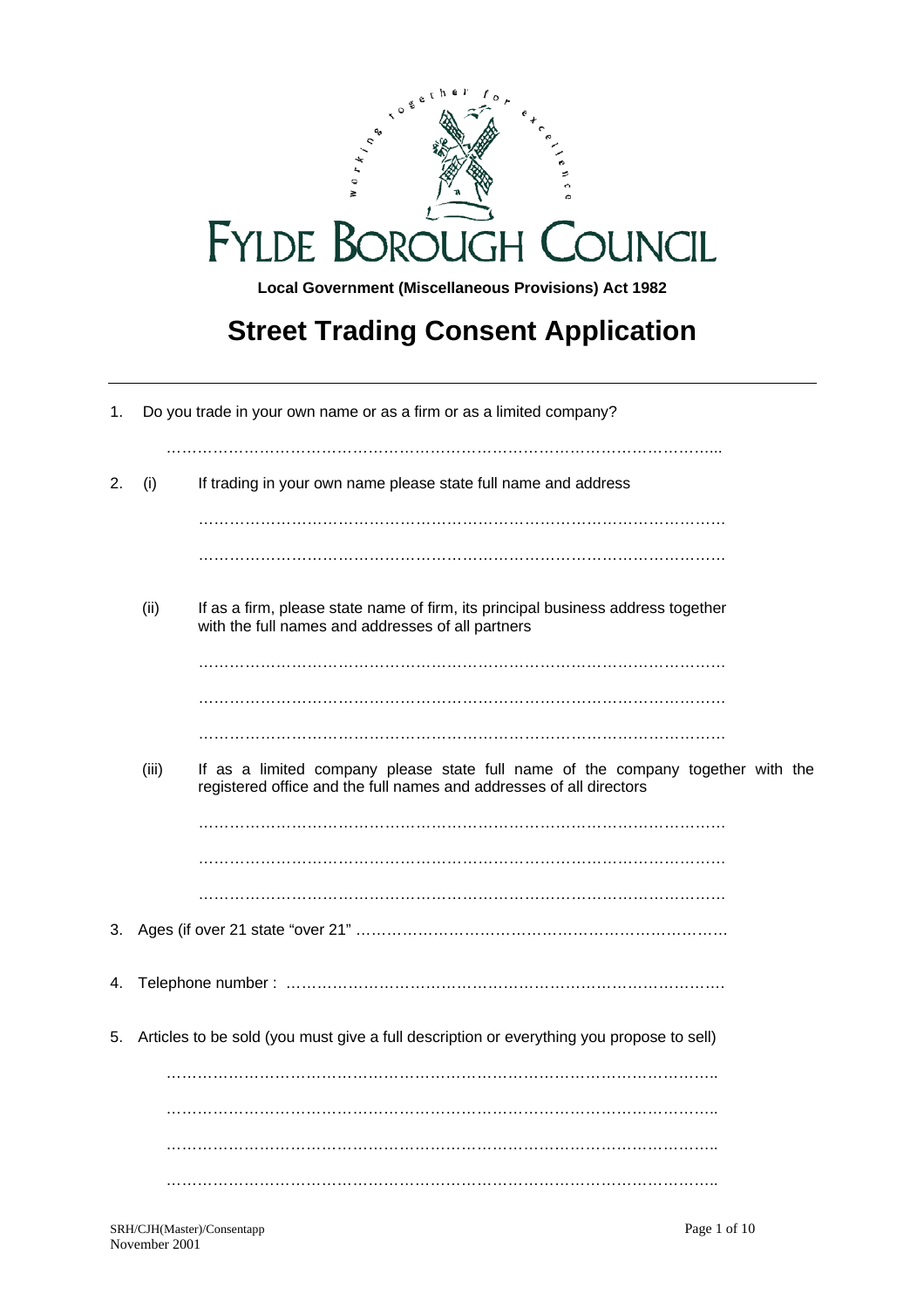FYLDE BOROUGH COUNCIL

**Local Government (Miscellaneous Provisions) Act 1982**

# Street Trading Consent Application

---

1. Do you trade in your own name or as a firm or as a limited company?

   …………………………………………………………………………………………...

2. (i) If trading in your own name please state full name and address

   ……………………………………………………………………………………………

   ……………………………………………………………………………………………

   (ii) If as a firm, please state name of firm, its principal business address together with the full names and addresses of all partners

   ……………………………………………………………………………………………

   ……………………………………………………………………………………………

   ……………………………………………………………………………………………

   (iii) If as a limited company please state full name of the company together with the registered office and the full names and addresses of all directors

   ……………………………………………………………………………………………

   ……………………………………………………………………………………………

   ……………………………………………………………………………………………

3. Ages (if over 21 state "over 21" ……………………………………………………………

4. Telephone number : ……………………………………………………………………….

5. Articles to be sold (you must give a full description or everything you propose to sell)

   ……………………………………………………………………………………………..

   ……………………………………………………………………………………………..

   ……………………………………………………………………………………………..

   ……………………………………………………………………………………………..

SRH/CJH(Master)/Consentapp
November 2001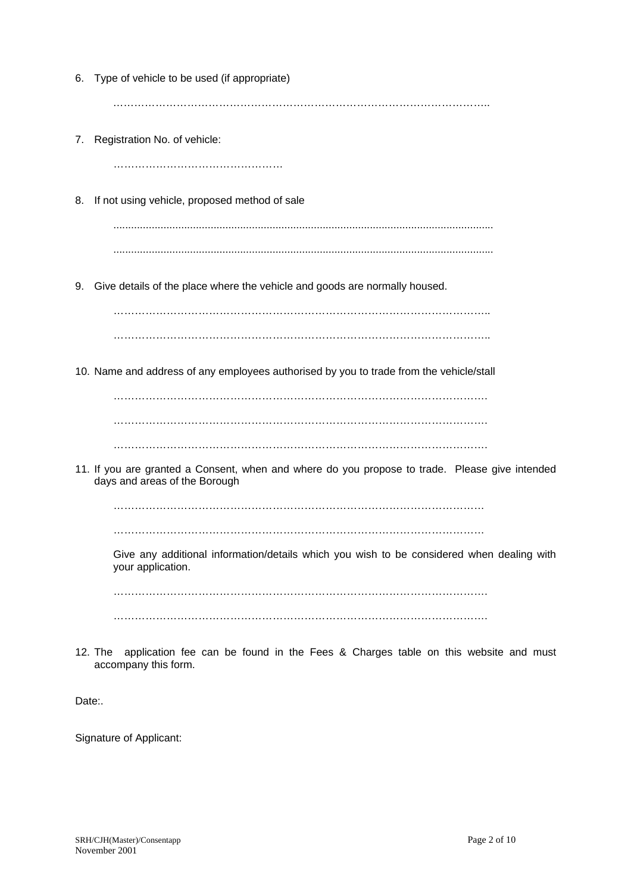6. Type of vehicle to be used (if appropriate)

   ……………………………………………………………………………………………..

7. Registration No. of vehicle:

   …………………………………………

8. If not using vehicle, proposed method of sale

   ...............................................................................................................................

   ...............................................................................................................................

9. Give details of the place where the vehicle and goods are normally housed.

   ……………………………………………………………………………………………..

   ……………………………………………………………………………………………..

10. Name and address of any employees authorised by you to trade from the vehicle/stall

    …………………………………………………………………………………………….

    …………………………………………………………………………………………….

    …………………………………………………………………………………………….

11. If you are granted a Consent, when and where do you propose to trade. Please give intended days and areas of the Borough

    ……………………………………………………………………………………………

    ……………………………………………………………………………………………

    Give any additional information/details which you wish to be considered when dealing with your application.

    …………………………………………………………………………………………….

    …………………………………………………………………………………………….

12. The application fee can be found in the Fees & Charges table on this website and must accompany this form.

Date:.

Signature of Applicant:

SRH/CJH(Master)/Consentapp
November 2001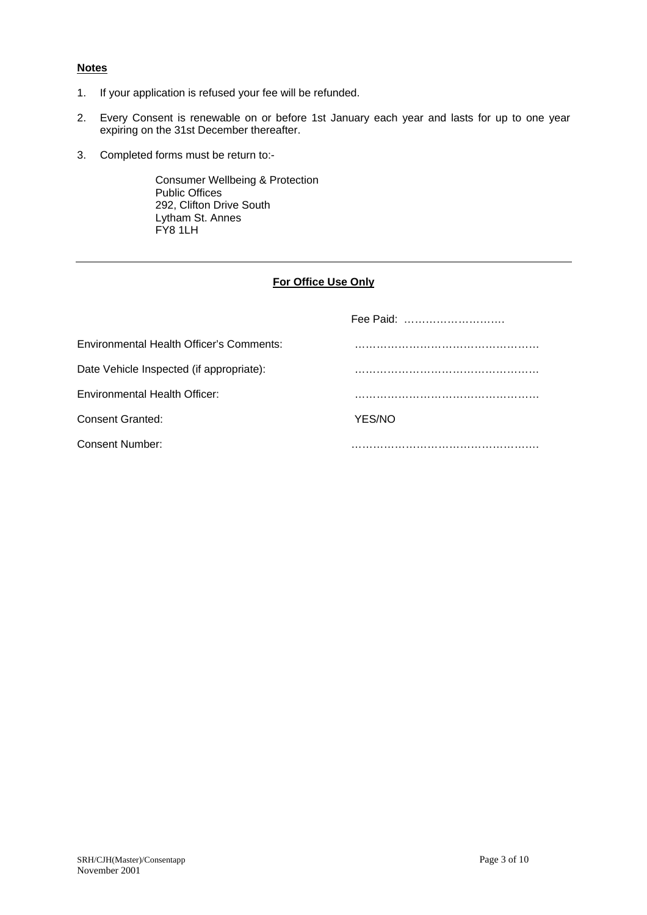**Notes**

1. If your application is refused your fee will be refunded.
2. Every Consent is renewable on or before 1st January each year and lasts for up to one year expiring on the 31st December thereafter.
3. Completed forms must be return to:-

   Consumer Wellbeing & Protection
   Public Offices
   292, Clifton Drive South
   Lytham St. Annes
   FY8 1LH

---

**For Office Use Only**

| | |
|---|---|
| | Fee Paid: ………………………. |
| Environmental Health Officer's Comments: | …………………………………………. |
| Date Vehicle Inspected (if appropriate): | …………………………………………. |
| Environmental Health Officer: | …………………………………………. |
| Consent Granted: | YES/NO |
| Consent Number: | …………………………………………. |

SRH/CJH(Master)/Consentapp
November 2001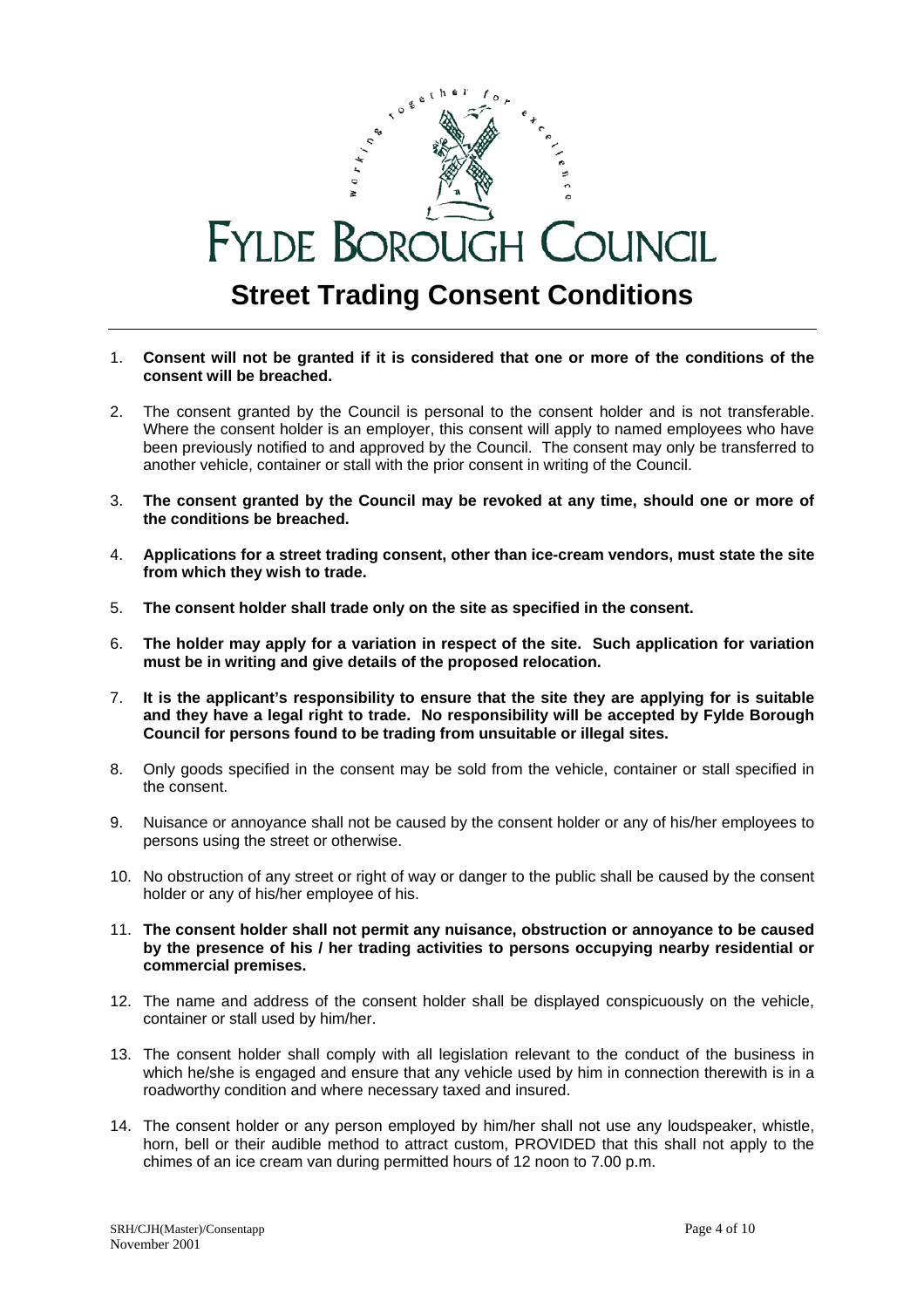# Fylde Borough Council

## Street Trading Consent Conditions

1. **Consent will not be granted if it is considered that one or more of the conditions of the consent will be breached.**
2. The consent granted by the Council is personal to the consent holder and is not transferable. Where the consent holder is an employer, this consent will apply to named employees who have been previously notified to and approved by the Council. The consent may only be transferred to another vehicle, container or stall with the prior consent in writing of the Council.
3. **The consent granted by the Council may be revoked at any time, should one or more of the conditions be breached.**
4. **Applications for a street trading consent, other than ice-cream vendors, must state the site from which they wish to trade.**
5. **The consent holder shall trade only on the site as specified in the consent.**
6. **The holder may apply for a variation in respect of the site. Such application for variation must be in writing and give details of the proposed relocation.**
7. **It is the applicant's responsibility to ensure that the site they are applying for is suitable and they have a legal right to trade. No responsibility will be accepted by Fylde Borough Council for persons found to be trading from unsuitable or illegal sites.**
8. Only goods specified in the consent may be sold from the vehicle, container or stall specified in the consent.
9. Nuisance or annoyance shall not be caused by the consent holder or any of his/her employees to persons using the street or otherwise.
10. No obstruction of any street or right of way or danger to the public shall be caused by the consent holder or any of his/her employee of his.
11. **The consent holder shall not permit any nuisance, obstruction or annoyance to be caused by the presence of his / her trading activities to persons occupying nearby residential or commercial premises.**
12. The name and address of the consent holder shall be displayed conspicuously on the vehicle, container or stall used by him/her.
13. The consent holder shall comply with all legislation relevant to the conduct of the business in which he/she is engaged and ensure that any vehicle used by him in connection therewith is in a roadworthy condition and where necessary taxed and insured.
14. The consent holder or any person employed by him/her shall not use any loudspeaker, whistle, horn, bell or their audible method to attract custom, PROVIDED that this shall not apply to the chimes of an ice cream van during permitted hours of 12 noon to 7.00 p.m.

SRH/CJH(Master)/Consentapp
November 2001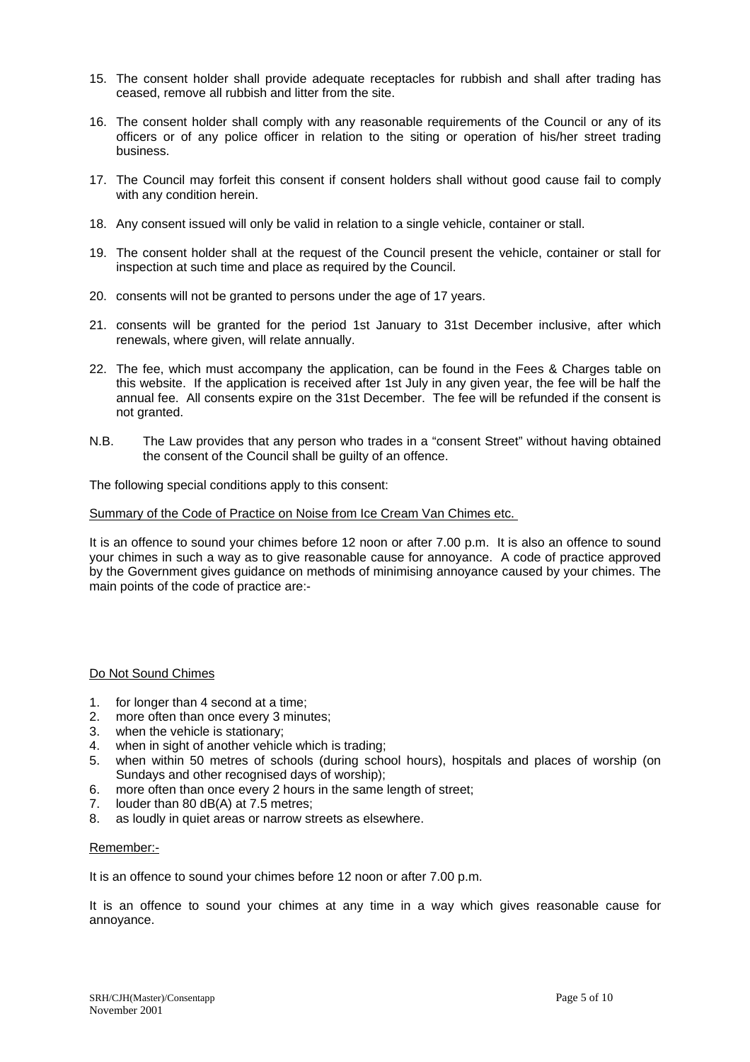15. The consent holder shall provide adequate receptacles for rubbish and shall after trading has ceased, remove all rubbish and litter from the site.

16. The consent holder shall comply with any reasonable requirements of the Council or any of its officers or of any police officer in relation to the siting or operation of his/her street trading business.

17. The Council may forfeit this consent if consent holders shall without good cause fail to comply with any condition herein.

18. Any consent issued will only be valid in relation to a single vehicle, container or stall.

19. The consent holder shall at the request of the Council present the vehicle, container or stall for inspection at such time and place as required by the Council.

20. consents will not be granted to persons under the age of 17 years.

21. consents will be granted for the period 1st January to 31st December inclusive, after which renewals, where given, will relate annually.

22. The fee, which must accompany the application, can be found in the Fees & Charges table on this website. If the application is received after 1st July in any given year, the fee will be half the annual fee. All consents expire on the 31st December. The fee will be refunded if the consent is not granted.

N.B. The Law provides that any person who trades in a "consent Street" without having obtained the consent of the Council shall be guilty of an offence.

The following special conditions apply to this consent:

<u>Summary of the Code of Practice on Noise from Ice Cream Van Chimes etc.</u>

It is an offence to sound your chimes before 12 noon or after 7.00 p.m. It is also an offence to sound your chimes in such a way as to give reasonable cause for annoyance. A code of practice approved by the Government gives guidance on methods of minimising annoyance caused by your chimes. The main points of the code of practice are:-

<u>Do Not Sound Chimes</u>

1. for longer than 4 second at a time;
2. more often than once every 3 minutes;
3. when the vehicle is stationary;
4. when in sight of another vehicle which is trading;
5. when within 50 metres of schools (during school hours), hospitals and places of worship (on Sundays and other recognised days of worship);
6. more often than once every 2 hours in the same length of street;
7. louder than 80 dB(A) at 7.5 metres;
8. as loudly in quiet areas or narrow streets as elsewhere.

<u>Remember:-</u>

It is an offence to sound your chimes before 12 noon or after 7.00 p.m.

It is an offence to sound your chimes at any time in a way which gives reasonable cause for annoyance.

SRH/CJH(Master)/Consentapp
November 2001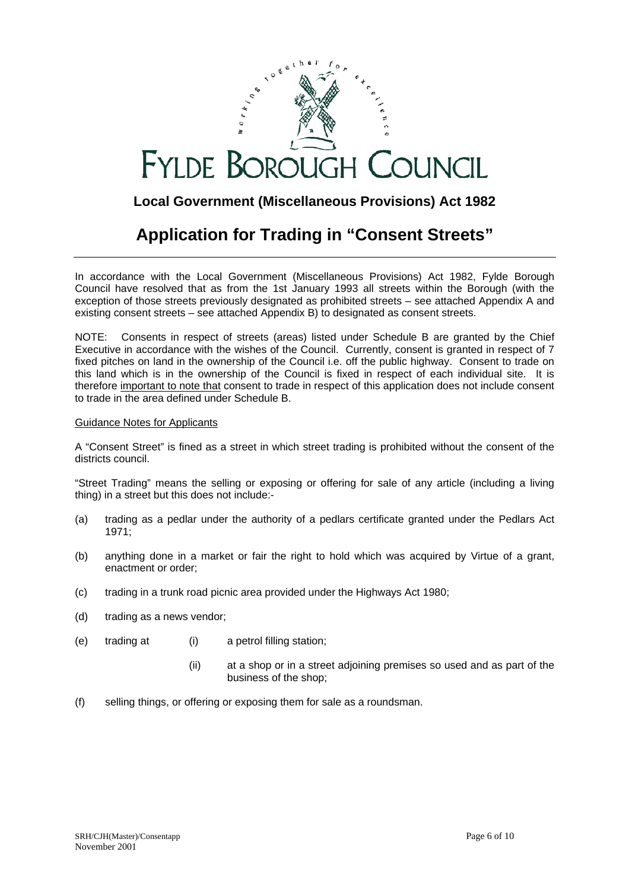# FYLDE BOROUGH COUNCIL

## Local Government (Miscellaneous Provisions) Act 1982

# Application for Trading in "Consent Streets"

In accordance with the Local Government (Miscellaneous Provisions) Act 1982, Fylde Borough Council have resolved that as from the 1st January 1993 all streets within the Borough (with the exception of those streets previously designated as prohibited streets – see attached Appendix A and existing consent streets – see attached Appendix B) to designated as consent streets.

NOTE: Consents in respect of streets (areas) listed under Schedule B are granted by the Chief Executive in accordance with the wishes of the Council. Currently, consent is granted in respect of 7 fixed pitches on land in the ownership of the Council i.e. off the public highway. Consent to trade on this land which is in the ownership of the Council is fixed in respect of each individual site. It is therefore important to note that consent to trade in respect of this application does not include consent to trade in the area defined under Schedule B.

Guidance Notes for Applicants

A "Consent Street" is fined as a street in which street trading is prohibited without the consent of the districts council.

"Street Trading" means the selling or exposing or offering for sale of any article (including a living thing) in a street but this does not include:-

(a) trading as a pedlar under the authority of a pedlars certificate granted under the Pedlars Act 1971;

(b) anything done in a market or fair the right to hold which was acquired by Virtue of a grant, enactment or order;

(c) trading in a trunk road picnic area provided under the Highways Act 1980;

(d) trading as a news vendor;

(e) trading at
   (i) a petrol filling station;
   (ii) at a shop or in a street adjoining premises so used and as part of the business of the shop;

(f) selling things, or offering or exposing them for sale as a roundsman.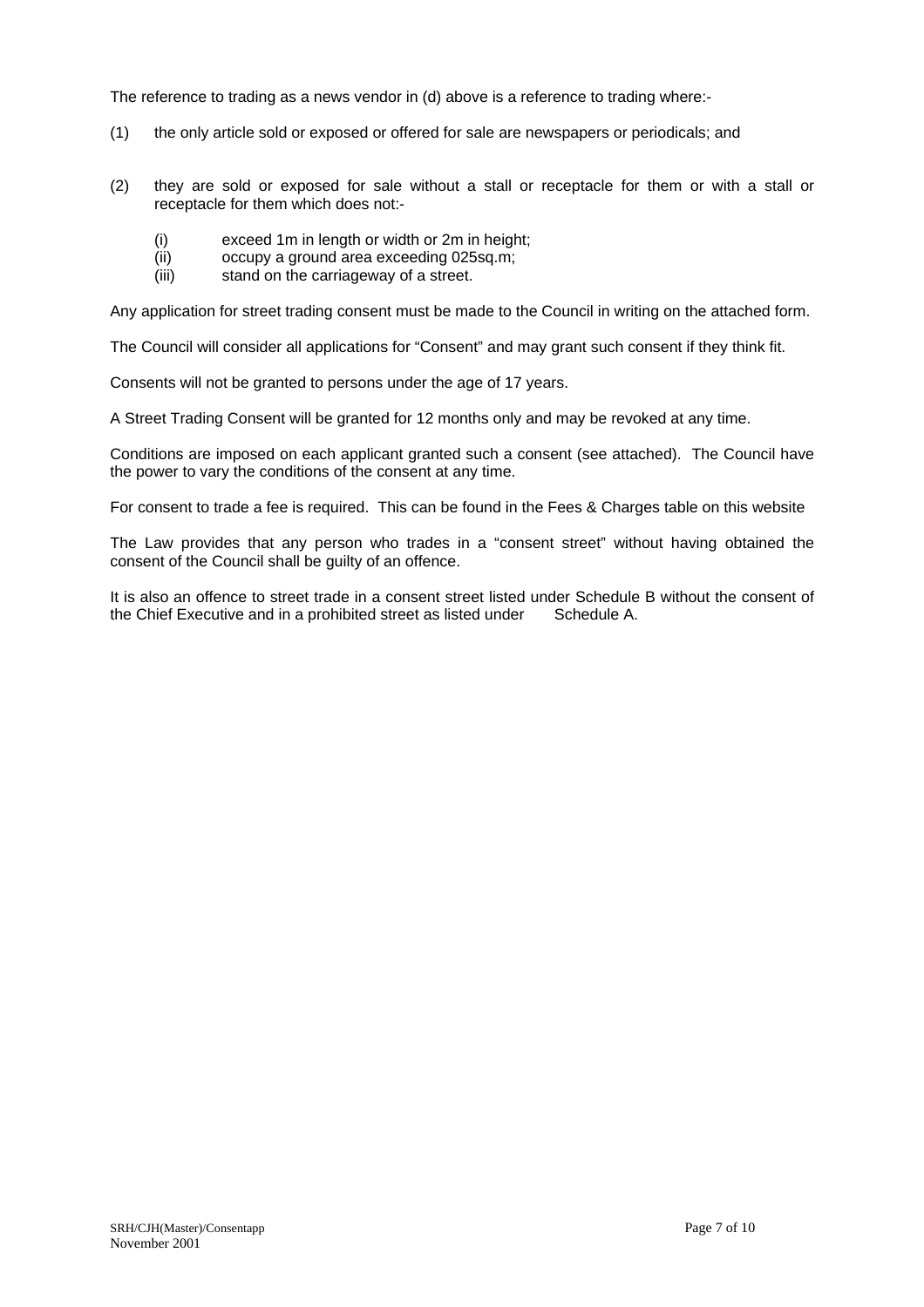The reference to trading as a news vendor in (d) above is a reference to trading where:-

(1) the only article sold or exposed or offered for sale are newspapers or periodicals; and

(2) they are sold or exposed for sale without a stall or receptacle for them or with a stall or receptacle for them which does not:-

 (i) exceed 1m in length or width or 2m in height;
 (ii) occupy a ground area exceeding 025sq.m;
 (iii) stand on the carriageway of a street.

Any application for street trading consent must be made to the Council in writing on the attached form.

The Council will consider all applications for "Consent" and may grant such consent if they think fit.

Consents will not be granted to persons under the age of 17 years.

A Street Trading Consent will be granted for 12 months only and may be revoked at any time.

Conditions are imposed on each applicant granted such a consent (see attached). The Council have the power to vary the conditions of the consent at any time.

For consent to trade a fee is required. This can be found in the Fees & Charges table on this website

The Law provides that any person who trades in a "consent street" without having obtained the consent of the Council shall be guilty of an offence.

It is also an offence to street trade in a consent street listed under Schedule B without the consent of the Chief Executive and in a prohibited street as listed under Schedule A.

SRH/CJH(Master)/Consentapp
November 2001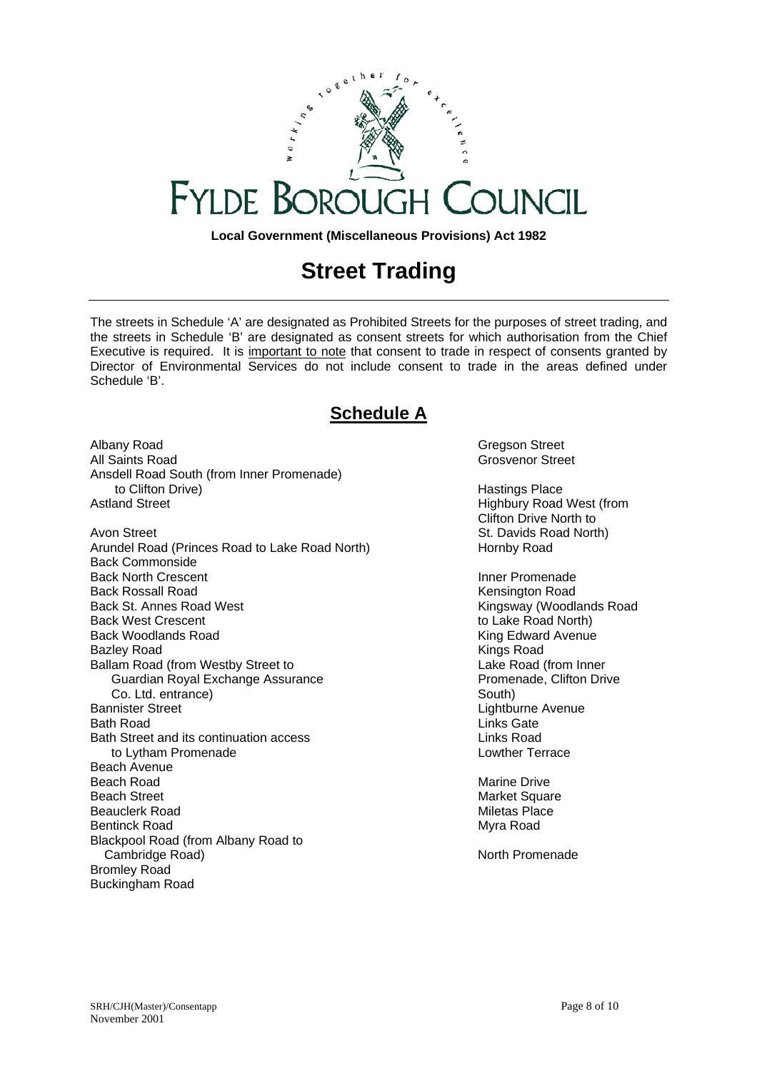# FYLDE BOROUGH COUNCIL

**Local Government (Miscellaneous Provisions) Act 1982**

# Street Trading

The streets in Schedule 'A' are designated as Prohibited Streets for the purposes of street trading, and the streets in Schedule 'B' are designated as consent streets for which authorisation from the Chief Executive is required. It is important to note that consent to trade in respect of consents granted by Director of Environmental Services do not include consent to trade in the areas defined under Schedule 'B'.

## Schedule A

Albany Road
All Saints Road
Ansdell Road South (from Inner Promenade) to Clifton Drive)
Astland Street

Avon Street
Arundel Road (Princes Road to Lake Road North)
Back Commonside
Back North Crescent
Back Rossall Road
Back St. Annes Road West
Back West Crescent
Back Woodlands Road
Bazley Road
Ballam Road (from Westby Street to Guardian Royal Exchange Assurance Co. Ltd. entrance)
Bannister Street
Bath Road
Bath Street and its continuation access to Lytham Promenade
Beach Avenue
Beach Road
Beach Street
Beauclerk Road
Bentinck Road
Blackpool Road (from Albany Road to Cambridge Road)
Bromley Road
Buckingham Road

Gregson Street
Grosvenor Street

Hastings Place
Highbury Road West (from Clifton Drive North to St. Davids Road North)
Hornby Road

Inner Promenade
Kensington Road
Kingsway (Woodlands Road to Lake Road North)
King Edward Avenue
Kings Road
Lake Road (from Inner Promenade, Clifton Drive South)
Lightburne Avenue
Links Gate
Links Road
Lowther Terrace

Marine Drive
Market Square
Miletas Place
Myra Road

North Promenade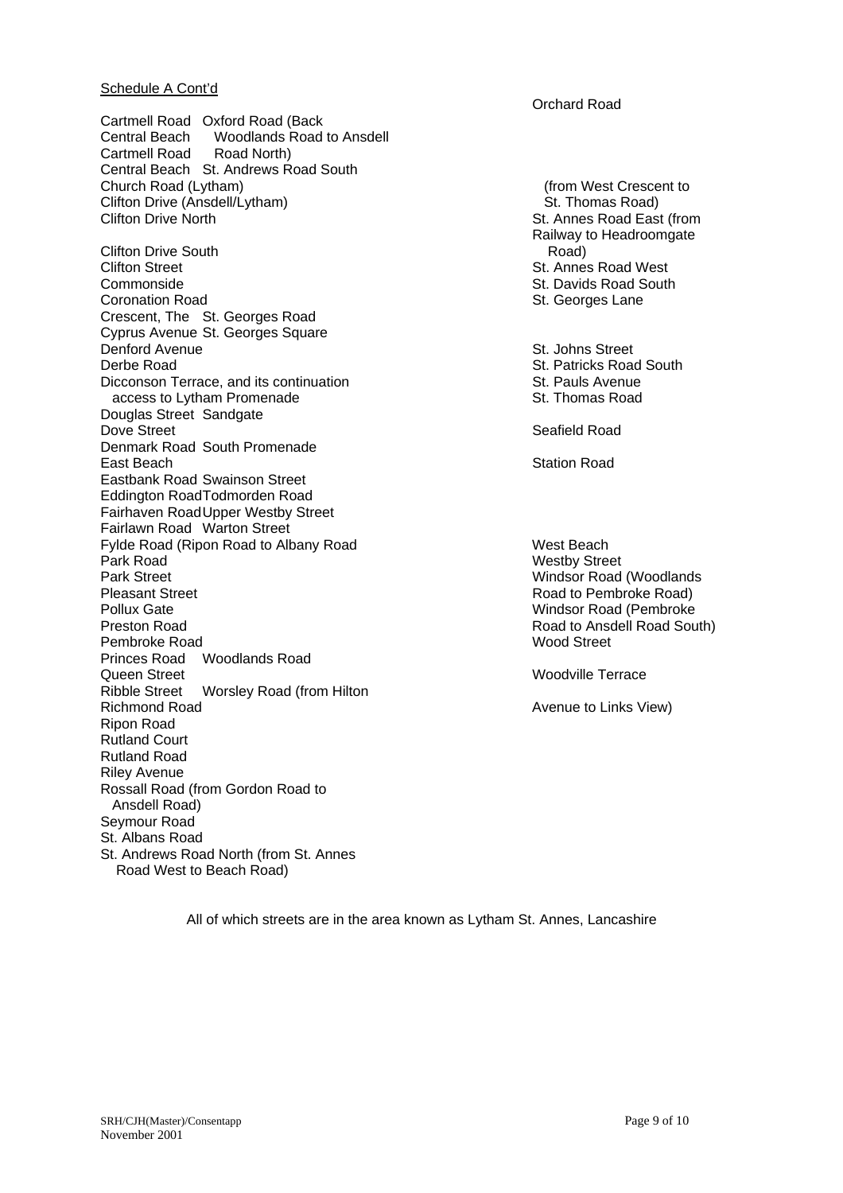Schedule A Cont'd

Cartmell Road
Central Beach
Cartmell Road
Central Beach
Church Road (Lytham)
Clifton Drive (Ansdell/Lytham)
Clifton Drive North

Clifton Drive South
Clifton Street
Commonside
Coronation Road
Crescent, The
Cyprus Avenue
Denford Avenue
Derbe Road
Dicconson Terrace, and its continuation
access to Lytham Promenade
Douglas Street
Dove Street
Denmark Road
East Beach
Eastbank Road
Eddington Road
Fairhaven Road
Fairlawn Road
Fylde Road (Ripon Road to Albany Road
Park Road
Park Street
Pleasant Street
Pollux Gate
Preston Road
Pembroke Road
Princes Road
Queen Street
Ribble Street
Richmond Road
Ripon Road
Rutland Court
Rutland Road
Riley Avenue
Rossall Road (from Gordon Road to
Ansdell Road)
Seymour Road
St. Albans Road
St. Andrews Road North (from St. Annes
Road West to Beach Road)

Orchard Road
Oxford Road (Back
Woodlands Road to Ansdell
Road North)
St. Andrews Road South
(from West Crescent to
St. Thomas Road)
St. Annes Road East (from
Railway to Headroomgate
Road)
St. Annes Road West
St. Davids Road South
St. Georges Lane
St. Georges Road
St. Georges Square
St. Johns Street
St. Patricks Road South
St. Pauls Avenue
St. Thomas Road
Sandgate
Seafield Road
South Promenade
Station Road
Swainson Street
Todmorden Road
Upper Westby Street
Warton Street
West Beach
Westby Street
Windsor Road (Woodlands
Road to Pembroke Road)
Windsor Road (Pembroke
Road to Ansdell Road South)
Wood Street
Woodlands Road
Woodville Terrace
Worsley Road (from Hilton
Avenue to Links View)

All of which streets are in the area known as Lytham St. Annes, Lancashire

SRH/CJH(Master)/Consentapp
November 2001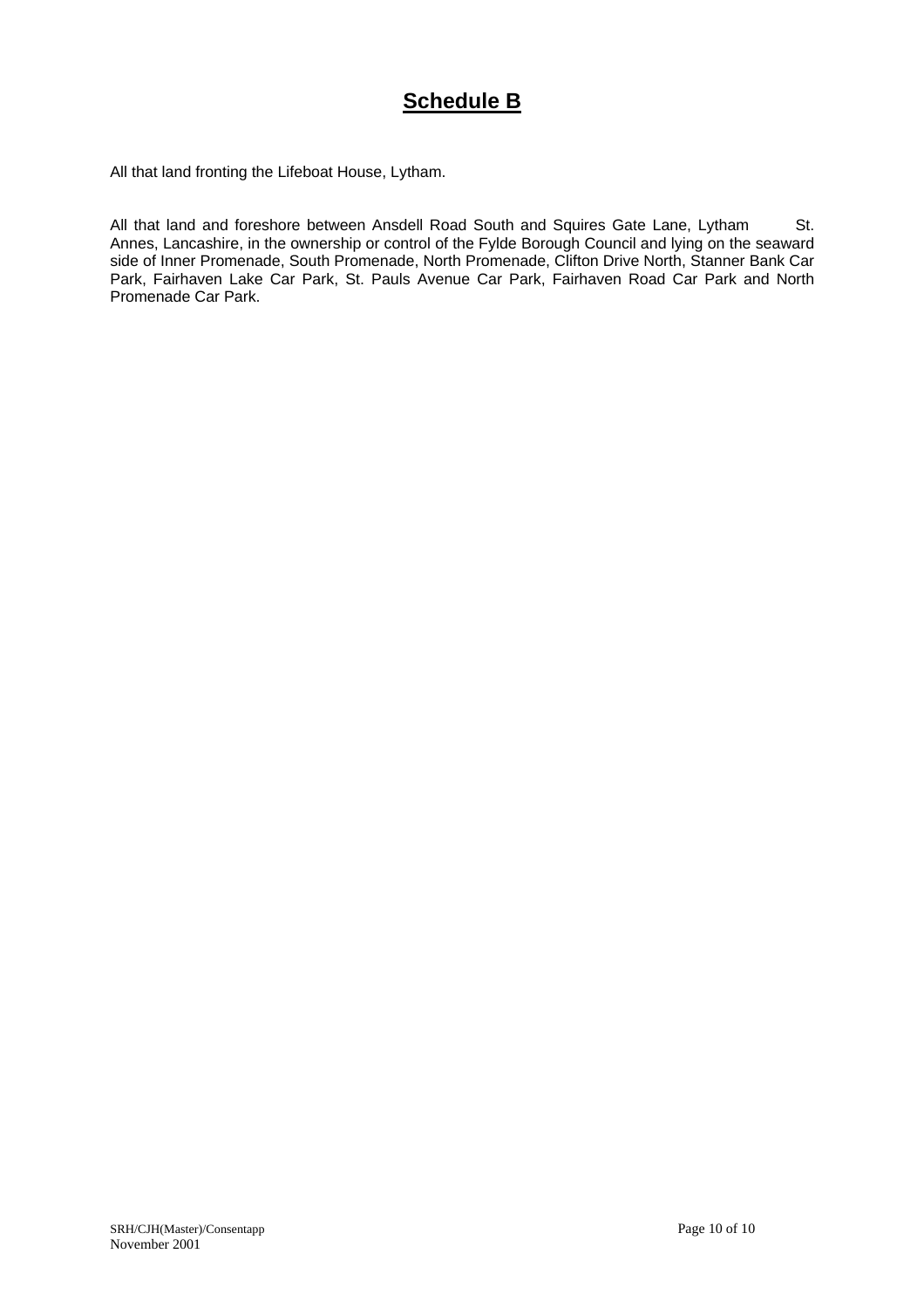# **Schedule B**

All that land fronting the Lifeboat House, Lytham.

All that land and foreshore between Ansdell Road South and Squires Gate Lane, Lytham St. Annes, Lancashire, in the ownership or control of the Fylde Borough Council and lying on the seaward side of Inner Promenade, South Promenade, North Promenade, Clifton Drive North, Stanner Bank Car Park, Fairhaven Lake Car Park, St. Pauls Avenue Car Park, Fairhaven Road Car Park and North Promenade Car Park.